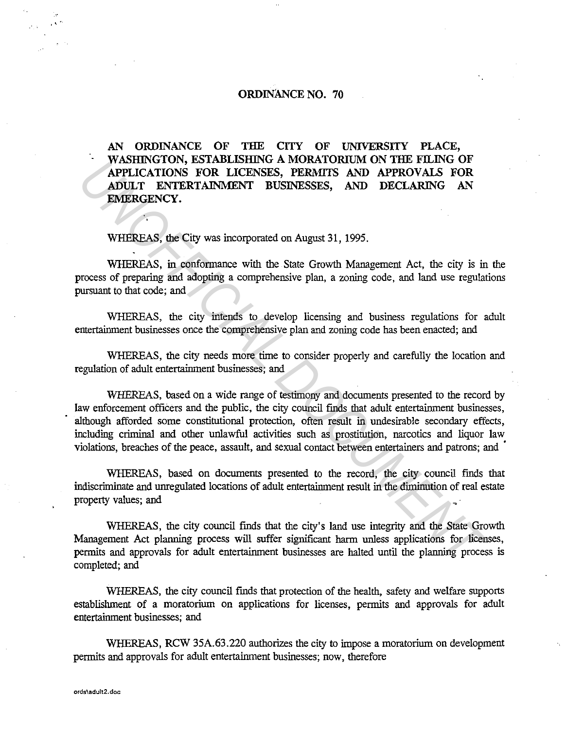# ORDINANCE NO. 70

**AN ORDINANCE OF THE CITY OF UNIVERSITY PLACE, WASHINGTON, ESTABLISHING A MORATORIUM ON THE FILING OF APPLICATIONS FOR LICENSES, PERMITS AND APPROVALS FOR ADULT ENTERTAINMENT BUSINESSES, AND DECLARING AN EMERGENCY.**

WHEREAS, the City was incorporated on August 31, 1995.

WHEREAS, in conformance with the State Growth Management Act, the city is in the process of preparing and adopting a comprehensive plan, a zoning code, and land use regulations pursuant to that code; and

WHEREAS, the city intends to develop licensing and business regulations for adult entertainment businesses once the comprehensive plan and zoning code has been enacted; and

WHEREAS, the city needs more time to consider properly and carefully the location and regulation of adult entertainment businesses; and

WHEREAS, based on a wide range of testimony and documents presented to the record by law enforcement officers and the public, the city council finds that adult entertainment businesses, although afforded some constitutional protection, often result in undesirable secondary effects, including criminal and other unlawful activities such as prostitution, narcotics and liquor law violations, breaches of the peace, assault, and sexual contact between entertainers and patrons; and

WHEREAS, based on documents presented to the record, the city council finds that indiscriminate and unregulated locations of adult entertainment result in the diminution of real estate property values; and

WHEREAS, the city council finds that the city's land use integrity and the State Growth Management Act planning process will suffer significant harm unless applications for licenses, permits and approvals for adult entertainment businesses are halted until the planning process is completed; and

WHEREAS, the city council finds that protection of the health, safety and welfare supports establishment of a moratorium on applications for licenses, permits and approvals for adult entertainment businesses; and

WHEREAS, RCW 35A.63.220 authorizes the city to impose a moratorium on development permits and approvals for adult entertainment businesses; now, therefore

ords\adult2.doc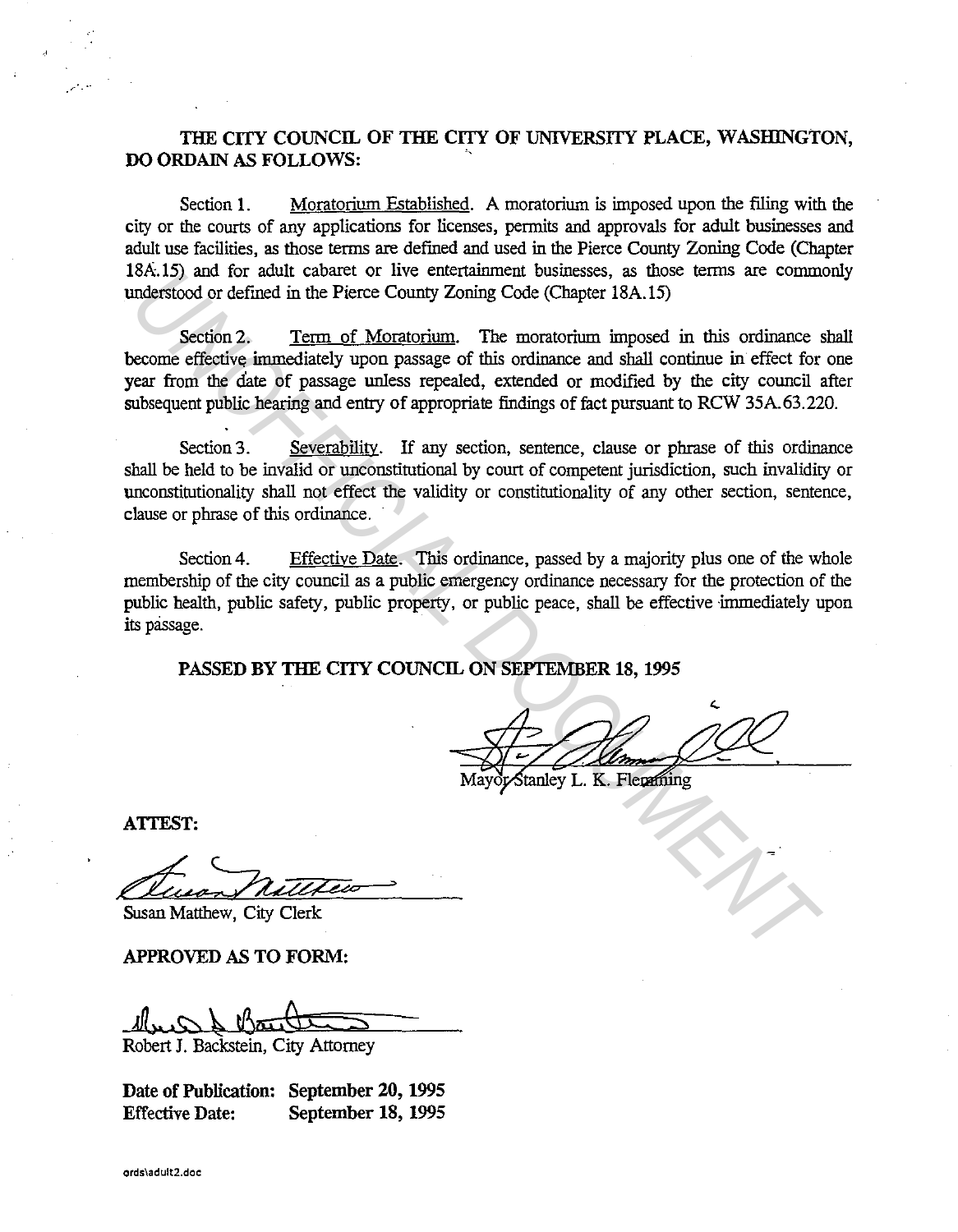**THE CITY COUNCIL OF THE CITY OF UNIVERSITY PLACE, WASHINGTON, DO ORDAIN AS FOLLOWS:**

Section 1. Moratorium Established. A moratorium is imposed upon the filing with the city or the courts of any applications for licenses, permits and approvals for adult businesses and adult use facilities, as those terms are defined and used in the Pierce County Zoning Code (Chapter 18A.15) and for adult cabaret or live entertainment businesses, as those terms are commonly understood or defined in the Pierce County Zoning Code (Chapter 18A.15)

Section 2. Term of Moratorium. The moratorium imposed in this ordinance shall become effective immediately upon passage of this ordinance and shall continue in effect for one year from the date of passage unless repealed, extended or modified by the city council after subsequent public hearing and entry of appropriate findings of fact pursuant to RCW 35A.63.220.

Section 3. Severability. If any section, sentence, clause or phrase of this ordinance shall be held to be invalid or unconstitutional by court of competent jurisdiction, such invalidity or unconstitutionality shall not effect the validity or constitutionality of any other section, sentence, clause or phrase of this ordinance.

Section 4. Effective Date. This ordinance, passed by a majority plus one of the whole membership of the city council as a public emergency ordinance necessary for the protection of the public health, public safety, public property, or public peace, shall be effective immediately upon its passage.

**PASSED BY THE CITY COUNCIL ON SEPTEMBER 18, 1995**

Mayor Stanley L. K. Flemming

**ATTEST:**

Susan Matthew, City Clerk

**APPROVED AS TO FORM:**

Robert J. Backstein, City Attorney

**Date of Publication: September 20, 1995**
**Effective Date: September 18, 1995**

ords\adult2.doc